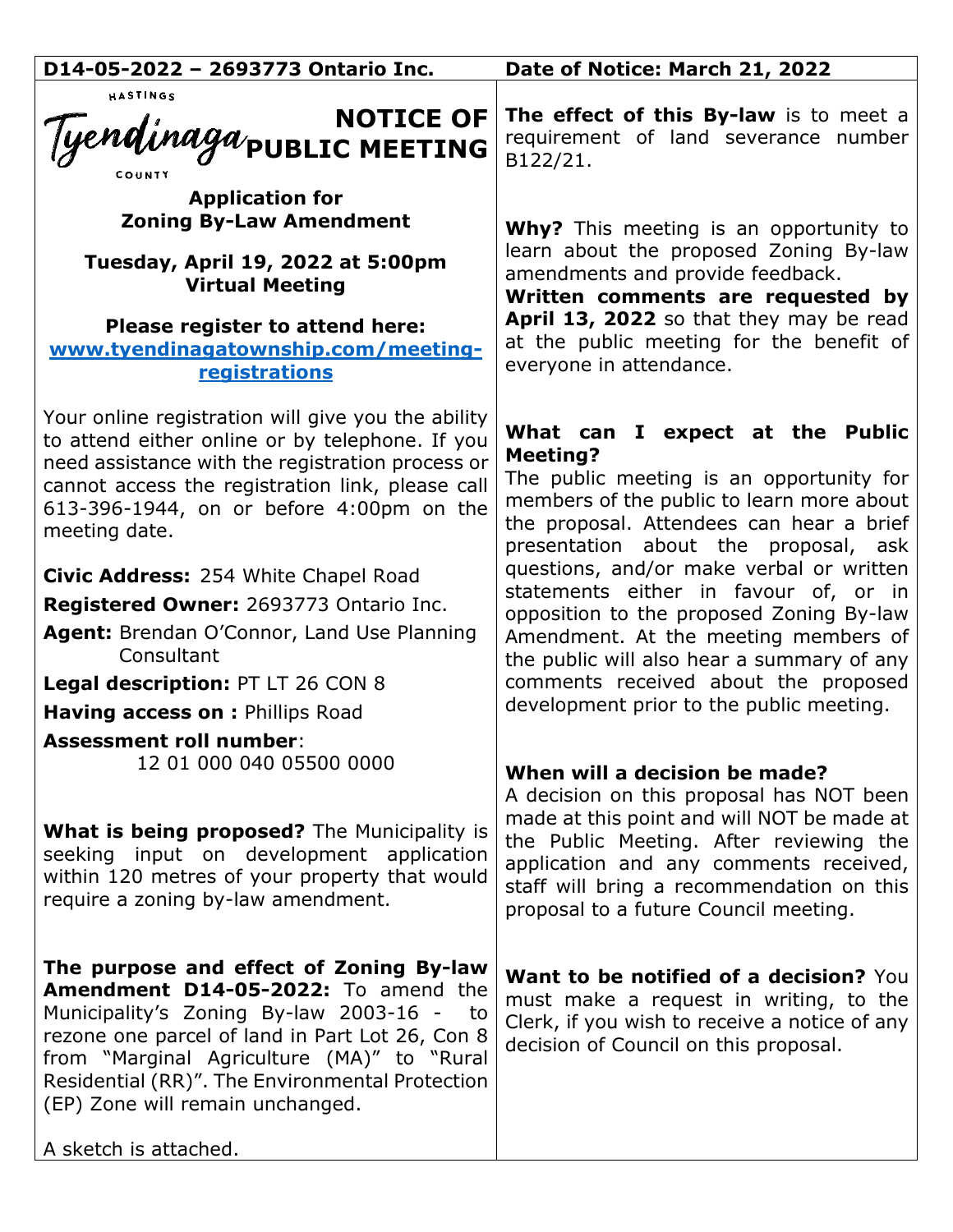**D14-05-2022 – 2693773 Ontario Inc.**

**Date of Notice: March 21, 2022**

HASTINGS Tyendinaga COUNTY

# NOTICE OF PUBLIC MEETING

**Application for Zoning By-Law Amendment**

**Tuesday, April 19, 2022 at 5:00pm**
**Virtual Meeting**

**Please register to attend here:**
**www.tyendinagatownship.com/meeting-registrations**

Your online registration will give you the ability to attend either online or by telephone. If you need assistance with the registration process or cannot access the registration link, please call 613-396-1944, on or before 4:00pm on the meeting date.

**Civic Address:** 254 White Chapel Road

**Registered Owner:** 2693773 Ontario Inc.

**Agent:** Brendan O'Connor, Land Use Planning Consultant

**Legal description:** PT LT 26 CON 8

**Having access on :** Phillips Road

**Assessment roll number**: 12 01 000 040 05500 0000

**What is being proposed?** The Municipality is seeking input on development application within 120 metres of your property that would require a zoning by-law amendment.

**The purpose and effect of Zoning By-law Amendment D14-05-2022:** To amend the Municipality's Zoning By-law 2003-16 - to rezone one parcel of land in Part Lot 26, Con 8 from "Marginal Agriculture (MA)" to "Rural Residential (RR)". The Environmental Protection (EP) Zone will remain unchanged.

A sketch is attached.

**The effect of this By-law** is to meet a requirement of land severance number B122/21.

**Why?** This meeting is an opportunity to learn about the proposed Zoning By-law amendments and provide feedback.
**Written comments are requested by April 13, 2022** so that they may be read at the public meeting for the benefit of everyone in attendance.

**What can I expect at the Public Meeting?**
The public meeting is an opportunity for members of the public to learn more about the proposal. Attendees can hear a brief presentation about the proposal, ask questions, and/or make verbal or written statements either in favour of, or in opposition to the proposed Zoning By-law Amendment. At the meeting members of the public will also hear a summary of any comments received about the proposed development prior to the public meeting.

**When will a decision be made?**
A decision on this proposal has NOT been made at this point and will NOT be made at the Public Meeting. After reviewing the application and any comments received, staff will bring a recommendation on this proposal to a future Council meeting.

**Want to be notified of a decision?** You must make a request in writing, to the Clerk, if you wish to receive a notice of any decision of Council on this proposal.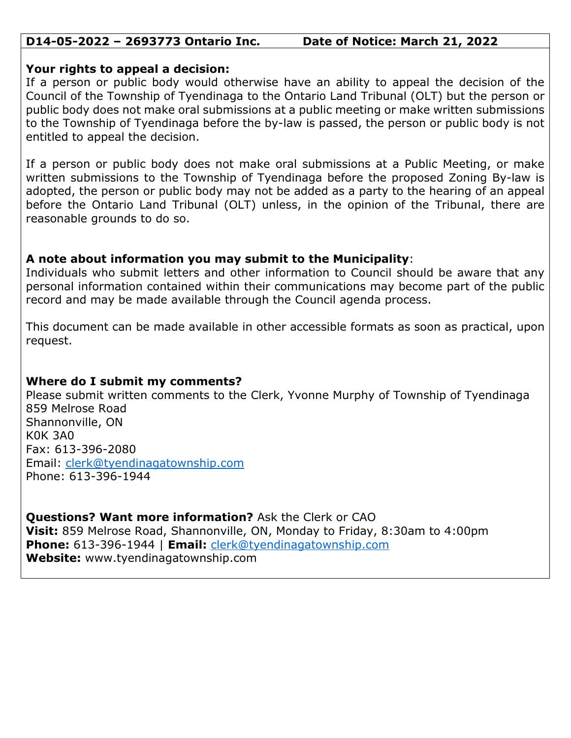**D14-05-2022 – 2693773 Ontario Inc.     Date of Notice: March 21, 2022**

**Your rights to appeal a decision:**
If a person or public body would otherwise have an ability to appeal the decision of the Council of the Township of Tyendinaga to the Ontario Land Tribunal (OLT) but the person or public body does not make oral submissions at a public meeting or make written submissions to the Township of Tyendinaga before the by-law is passed, the person or public body is not entitled to appeal the decision.

If a person or public body does not make oral submissions at a Public Meeting, or make written submissions to the Township of Tyendinaga before the proposed Zoning By-law is adopted, the person or public body may not be added as a party to the hearing of an appeal before the Ontario Land Tribunal (OLT) unless, in the opinion of the Tribunal, there are reasonable grounds to do so.

**A note about information you may submit to the Municipality**:
Individuals who submit letters and other information to Council should be aware that any personal information contained within their communications may become part of the public record and may be made available through the Council agenda process.

This document can be made available in other accessible formats as soon as practical, upon request.

**Where do I submit my comments?**
Please submit written comments to the Clerk, Yvonne Murphy of Township of Tyendinaga
859 Melrose Road
Shannonville, ON
K0K 3A0
Fax: 613-396-2080
Email: clerk@tyendinagatownship.com
Phone: 613-396-1944

**Questions? Want more information?** Ask the Clerk or CAO
**Visit:** 859 Melrose Road, Shannonville, ON, Monday to Friday, 8:30am to 4:00pm
**Phone:** 613-396-1944 | **Email:** clerk@tyendinagatownship.com
**Website:** www.tyendinagatownship.com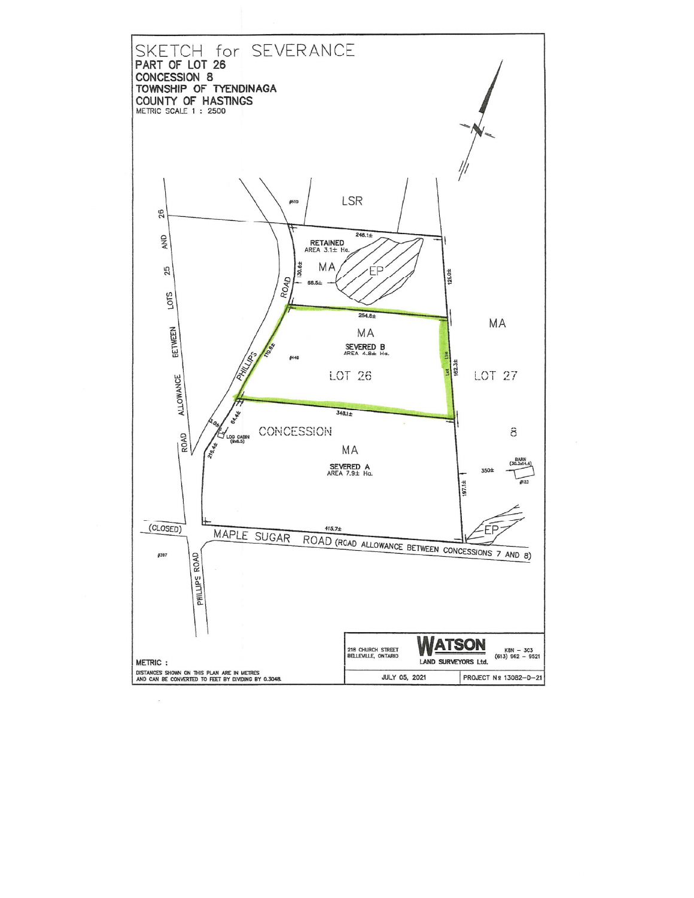# SKETCH for SEVERANCE

**PART OF LOT 26**
**CONCESSION 8**
**TOWNSHIP OF TYENDINAGA**
**COUNTY OF HASTINGS**

METRIC SCALE 1 : 2500

LSR

#510

RETAINED
AREA 3.1± Ha.

MA

EP

246.1±

30.6±

68.5±

125.0±

254.8±

MA

SEVERED B
AREA 4.8± Ha.

170.6±

#446

LOT 26

Lot Line

162.3±

MA

LOT 27

348.1±

5.0±

64.4±

LOG CABIN (9x6.5)

216.4±

CONCESSION

MA

SEVERED A
AREA 7.9± Ha.

8

BARN (30.3x14.4)

350±

#123

197.1±

EP

415.7±

ROAD ALLOWANCE BETWEEN LOTS 25 AND 26

PHILLIPS ROAD

(CLOSED)

MAPLE SUGAR ROAD (ROAD ALLOWANCE BETWEEN CONCESSIONS 7 AND 8)

#397

PHILLIPS ROAD

**METRIC :**
DISTANCES SHOWN ON THIS PLAN ARE IN METRES AND CAN BE CONVERTED TO FEET BY DIVIDING BY 0.3048.

218 CHURCH STREET
BELLEVILLE, ONTARIO

**WATSON**
LAND SURVEYORS Ltd.

K8N – 3C3
(613) 962 – 9521

JULY 05, 2021

PROJECT Nº 13082–D–21